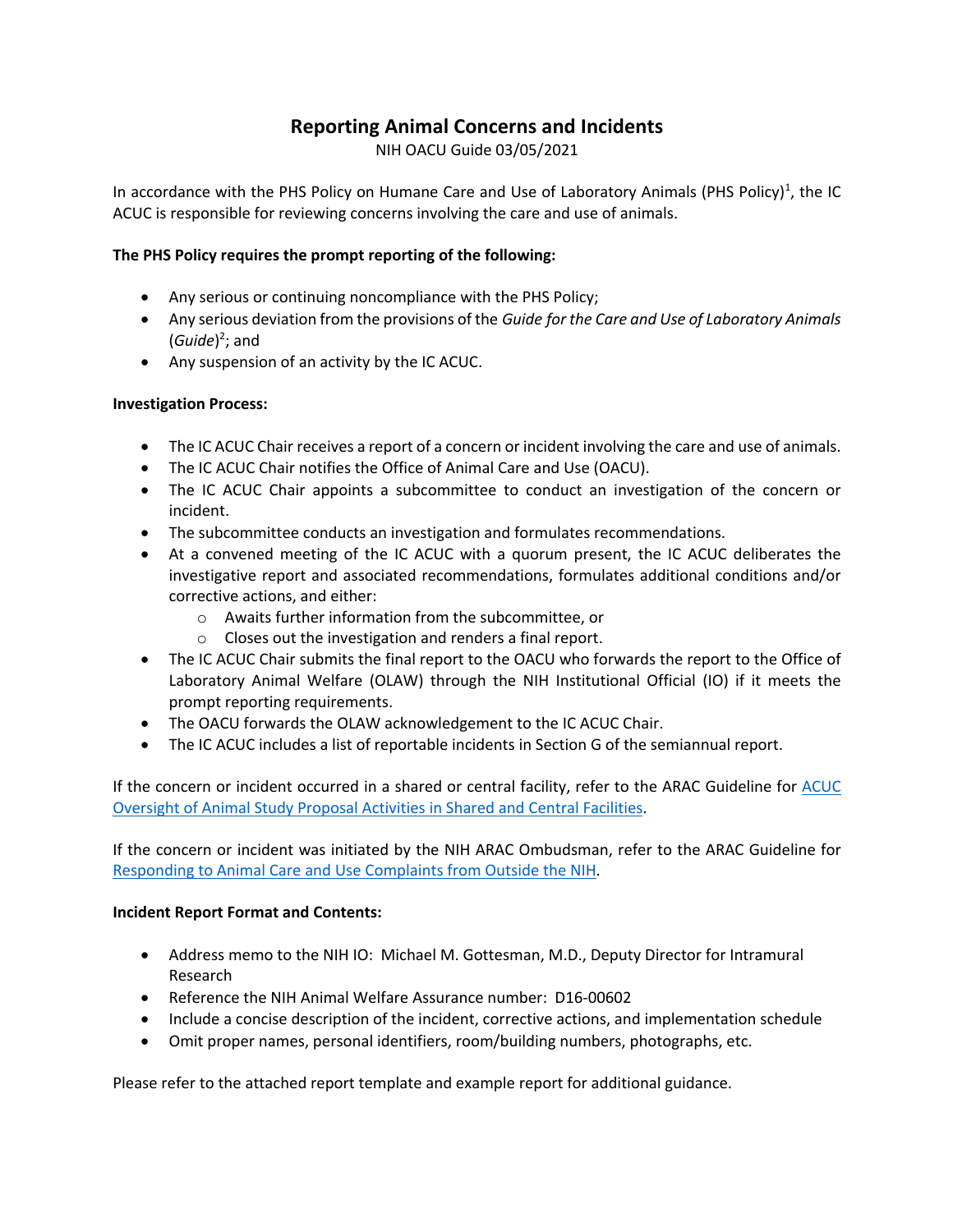# Reporting Animal Concerns and Incidents

NIH OACU Guide 03/05/2021

In accordance with the PHS Policy on Humane Care and Use of Laboratory Animals (PHS Policy)[1], the IC ACUC is responsible for reviewing concerns involving the care and use of animals.

**The PHS Policy requires the prompt reporting of the following:**

- Any serious or continuing noncompliance with the PHS Policy;
- Any serious deviation from the provisions of the *Guide for the Care and Use of Laboratory Animals* (*Guide*)[2]; and
- Any suspension of an activity by the IC ACUC.

**Investigation Process:**

- The IC ACUC Chair receives a report of a concern or incident involving the care and use of animals.
- The IC ACUC Chair notifies the Office of Animal Care and Use (OACU).
- The IC ACUC Chair appoints a subcommittee to conduct an investigation of the concern or incident.
- The subcommittee conducts an investigation and formulates recommendations.
- At a convened meeting of the IC ACUC with a quorum present, the IC ACUC deliberates the investigative report and associated recommendations, formulates additional conditions and/or corrective actions, and either:
  - Awaits further information from the subcommittee, or
  - Closes out the investigation and renders a final report.
- The IC ACUC Chair submits the final report to the OACU who forwards the report to the Office of Laboratory Animal Welfare (OLAW) through the NIH Institutional Official (IO) if it meets the prompt reporting requirements.
- The OACU forwards the OLAW acknowledgement to the IC ACUC Chair.
- The IC ACUC includes a list of reportable incidents in Section G of the semiannual report.

If the concern or incident occurred in a shared or central facility, refer to the ARAC Guideline for ACUC Oversight of Animal Study Proposal Activities in Shared and Central Facilities.

If the concern or incident was initiated by the NIH ARAC Ombudsman, refer to the ARAC Guideline for Responding to Animal Care and Use Complaints from Outside the NIH.

**Incident Report Format and Contents:**

- Address memo to the NIH IO: Michael M. Gottesman, M.D., Deputy Director for Intramural Research
- Reference the NIH Animal Welfare Assurance number: D16-00602
- Include a concise description of the incident, corrective actions, and implementation schedule
- Omit proper names, personal identifiers, room/building numbers, photographs, etc.

Please refer to the attached report template and example report for additional guidance.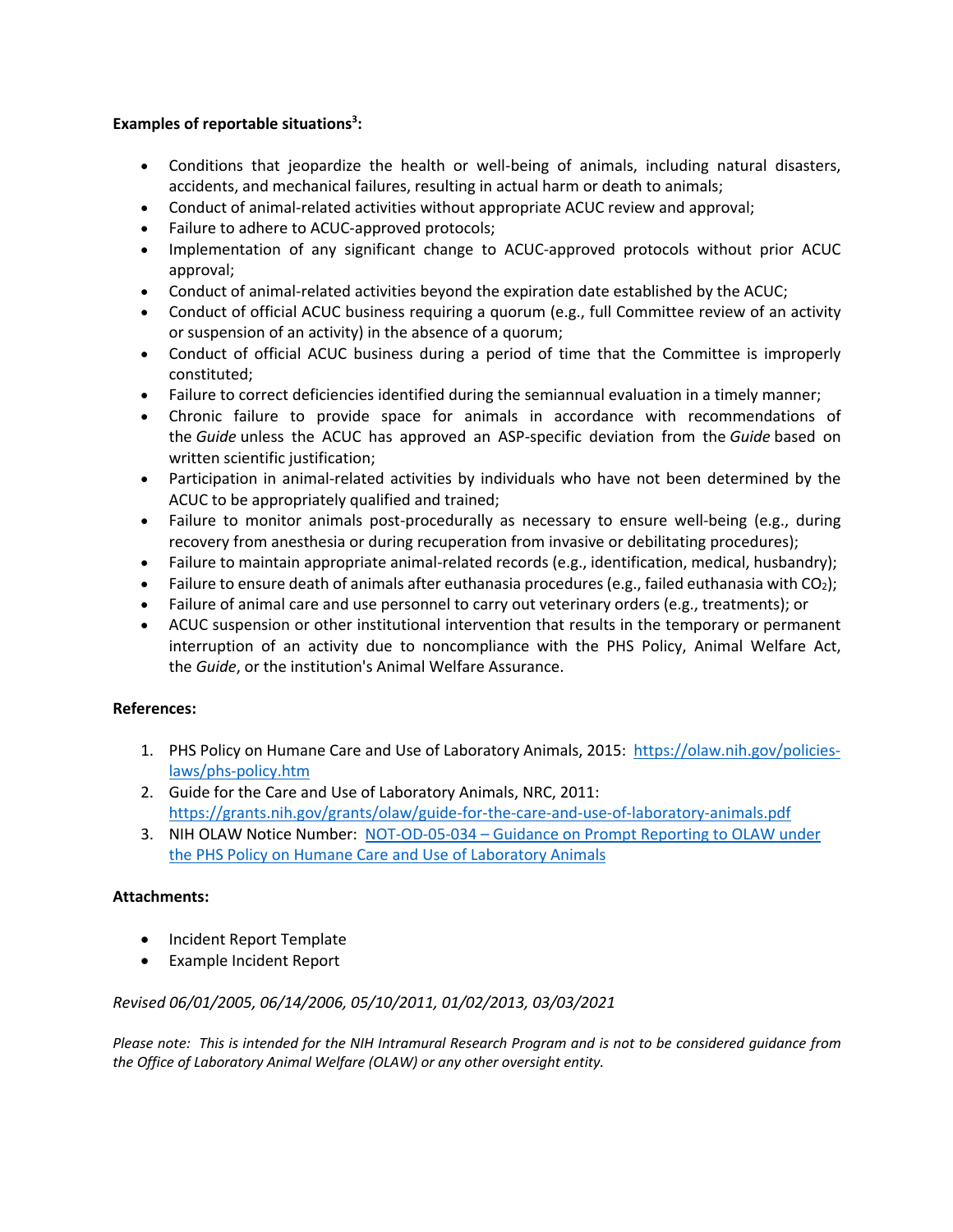**Examples of reportable situations[3]:**

- Conditions that jeopardize the health or well-being of animals, including natural disasters, accidents, and mechanical failures, resulting in actual harm or death to animals;
- Conduct of animal-related activities without appropriate ACUC review and approval;
- Failure to adhere to ACUC-approved protocols;
- Implementation of any significant change to ACUC-approved protocols without prior ACUC approval;
- Conduct of animal-related activities beyond the expiration date established by the ACUC;
- Conduct of official ACUC business requiring a quorum (e.g., full Committee review of an activity or suspension of an activity) in the absence of a quorum;
- Conduct of official ACUC business during a period of time that the Committee is improperly constituted;
- Failure to correct deficiencies identified during the semiannual evaluation in a timely manner;
- Chronic failure to provide space for animals in accordance with recommendations of the *Guide* unless the ACUC has approved an ASP-specific deviation from the *Guide* based on written scientific justification;
- Participation in animal-related activities by individuals who have not been determined by the ACUC to be appropriately qualified and trained;
- Failure to monitor animals post-procedurally as necessary to ensure well-being (e.g., during recovery from anesthesia or during recuperation from invasive or debilitating procedures);
- Failure to maintain appropriate animal-related records (e.g., identification, medical, husbandry);
- Failure to ensure death of animals after euthanasia procedures (e.g., failed euthanasia with $CO_2$);
- Failure of animal care and use personnel to carry out veterinary orders (e.g., treatments); or
- ACUC suspension or other institutional intervention that results in the temporary or permanent interruption of an activity due to noncompliance with the PHS Policy, Animal Welfare Act, the *Guide*, or the institution's Animal Welfare Assurance.

**References:**

1. PHS Policy on Humane Care and Use of Laboratory Animals, 2015: [https://olaw.nih.gov/policies-laws/phs-policy.htm](https://olaw.nih.gov/policies-laws/phs-policy.htm)
2. Guide for the Care and Use of Laboratory Animals, NRC, 2011: [https://grants.nih.gov/grants/olaw/guide-for-the-care-and-use-of-laboratory-animals.pdf](https://grants.nih.gov/grants/olaw/guide-for-the-care-and-use-of-laboratory-animals.pdf)
3. NIH OLAW Notice Number: NOT-OD-05-034 – Guidance on Prompt Reporting to OLAW under the PHS Policy on Humane Care and Use of Laboratory Animals

**Attachments:**

- Incident Report Template
- Example Incident Report

*Revised 06/01/2005, 06/14/2006, 05/10/2011, 01/02/2013, 03/03/2021*

*Please note: This is intended for the NIH Intramural Research Program and is not to be considered guidance from the Office of Laboratory Animal Welfare (OLAW) or any other oversight entity.*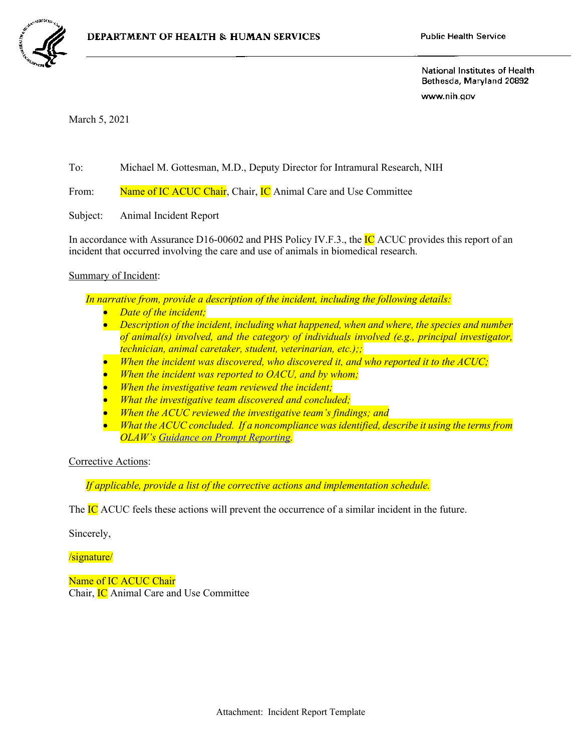DEPARTMENT OF HEALTH & HUMAN SERVICES

Public Health Service

National Institutes of Health
Bethesda, Maryland 20892
www.nih.gov

March 5, 2021

To: Michael M. Gottesman, M.D., Deputy Director for Intramural Research, NIH

From: Name of IC ACUC Chair, Chair, IC Animal Care and Use Committee

Subject: Animal Incident Report

In accordance with Assurance D16-00602 and PHS Policy IV.F.3., the IC ACUC provides this report of an incident that occurred involving the care and use of animals in biomedical research.

Summary of Incident:

*In narrative from, provide a description of the incident, including the following details:*

- *Date of the incident;*
- *Description of the incident, including what happened, when and where, the species and number of animal(s) involved, and the category of individuals involved (e.g., principal investigator, technician, animal caretaker, student, veterinarian, etc.);;*
- *When the incident was discovered, who discovered it, and who reported it to the ACUC;*
- *When the incident was reported to OACU, and by whom;*
- *When the investigative team reviewed the incident;*
- *What the investigative team discovered and concluded;*
- *When the ACUC reviewed the investigative team's findings; and*
- *What the ACUC concluded. If a noncompliance was identified, describe it using the terms from OLAW's Guidance on Prompt Reporting.*

Corrective Actions:

*If applicable, provide a list of the corrective actions and implementation schedule.*

The IC ACUC feels these actions will prevent the occurrence of a similar incident in the future.

Sincerely,

/signature/

Name of IC ACUC Chair
Chair, IC Animal Care and Use Committee

Attachment: Incident Report Template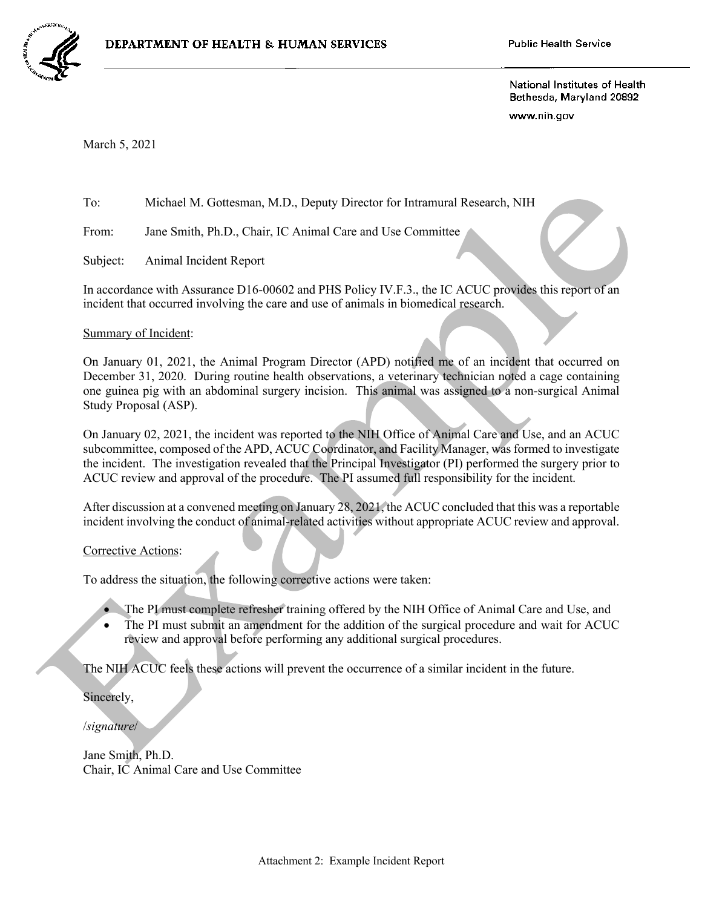DEPARTMENT OF HEALTH & HUMAN SERVICES

Public Health Service

National Institutes of Health
Bethesda, Maryland 20892
www.nih.gov

March 5, 2021

To: Michael M. Gottesman, M.D., Deputy Director for Intramural Research, NIH

From: Jane Smith, Ph.D., Chair, IC Animal Care and Use Committee

Subject: Animal Incident Report

In accordance with Assurance D16-00602 and PHS Policy IV.F.3., the IC ACUC provides this report of an incident that occurred involving the care and use of animals in biomedical research.

Summary of Incident:

On January 01, 2021, the Animal Program Director (APD) notified me of an incident that occurred on December 31, 2020. During routine health observations, a veterinary technician noted a cage containing one guinea pig with an abdominal surgery incision. This animal was assigned to a non-surgical Animal Study Proposal (ASP).

On January 02, 2021, the incident was reported to the NIH Office of Animal Care and Use, and an ACUC subcommittee, composed of the APD, ACUC Coordinator, and Facility Manager, was formed to investigate the incident. The investigation revealed that the Principal Investigator (PI) performed the surgery prior to ACUC review and approval of the procedure. The PI assumed full responsibility for the incident.

After discussion at a convened meeting on January 28, 2021, the ACUC concluded that this was a reportable incident involving the conduct of animal-related activities without appropriate ACUC review and approval.

Corrective Actions:

To address the situation, the following corrective actions were taken:

- The PI must complete refresher training offered by the NIH Office of Animal Care and Use, and
- The PI must submit an amendment for the addition of the surgical procedure and wait for ACUC review and approval before performing any additional surgical procedures.

The NIH ACUC feels these actions will prevent the occurrence of a similar incident in the future.

Sincerely,

/*signature*/

Jane Smith, Ph.D.
Chair, IC Animal Care and Use Committee

Attachment 2: Example Incident Report